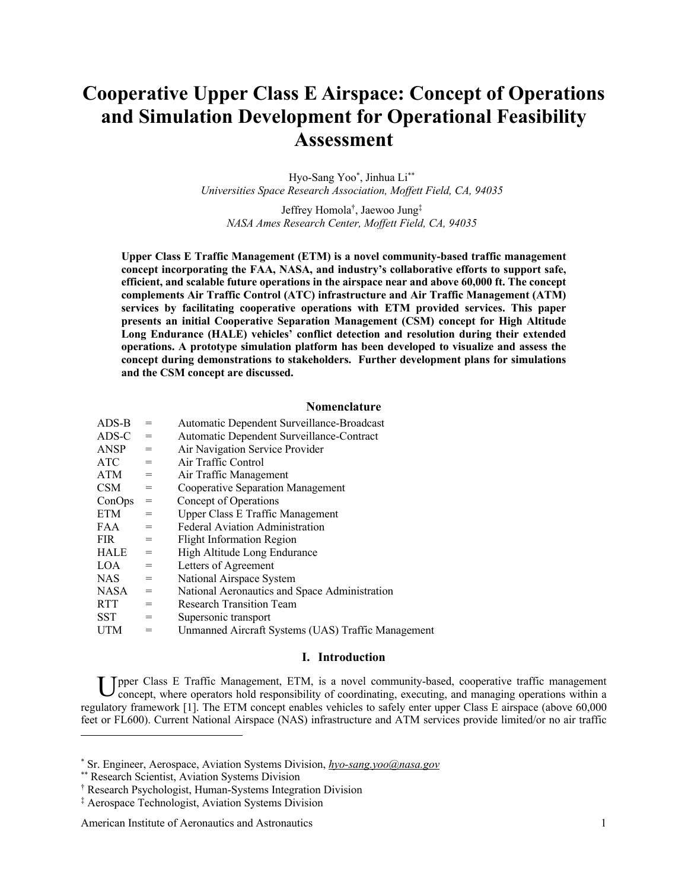# Cooperative Upper Class E Airspace: Concept of Operations and Simulation Development for Operational Feasibility Assessment

Hyo-Sang Yoo[*], Jinhua Li[**]
*Universities Space Research Association, Moffett Field, CA, 94035*

Jeffrey Homola[†], Jaewoo Jung[‡]
*NASA Ames Research Center, Moffett Field, CA, 94035*

**Upper Class E Traffic Management (ETM) is a novel community-based traffic management concept incorporating the FAA, NASA, and industry's collaborative efforts to support safe, efficient, and scalable future operations in the airspace near and above 60,000 ft. The concept complements Air Traffic Control (ATC) infrastructure and Air Traffic Management (ATM) services by facilitating cooperative operations with ETM provided services. This paper presents an initial Cooperative Separation Management (CSM) concept for High Altitude Long Endurance (HALE) vehicles' conflict detection and resolution during their extended operations. A prototype simulation platform has been developed to visualize and assess the concept during demonstrations to stakeholders. Further development plans for simulations and the CSM concept are discussed.**

## Nomenclature

| | | |
|---|---|---|
| ADS-B | = | Automatic Dependent Surveillance-Broadcast |
| ADS-C | = | Automatic Dependent Surveillance-Contract |
| ANSP | = | Air Navigation Service Provider |
| ATC | = | Air Traffic Control |
| ATM | = | Air Traffic Management |
| CSM | = | Cooperative Separation Management |
| ConOps | = | Concept of Operations |
| ETM | = | Upper Class E Traffic Management |
| FAA | = | Federal Aviation Administration |
| FIR | = | Flight Information Region |
| HALE | = | High Altitude Long Endurance |
| LOA | = | Letters of Agreement |
| NAS | = | National Airspace System |
| NASA | = | National Aeronautics and Space Administration |
| RTT | = | Research Transition Team |
| SST | = | Supersonic transport |
| UTM | = | Unmanned Aircraft Systems (UAS) Traffic Management |

## I. Introduction

Upper Class E Traffic Management, ETM, is a novel community-based, cooperative traffic management concept, where operators hold responsibility of coordinating, executing, and managing operations within a regulatory framework [1]. The ETM concept enables vehicles to safely enter upper Class E airspace (above 60,000 feet or FL600). Current National Airspace (NAS) infrastructure and ATM services provide limited/or no air traffic

---

[*] Sr. Engineer, Aerospace, Aviation Systems Division, *hyo-sang.yoo@nasa.gov*
[**] Research Scientist, Aviation Systems Division
[†] Research Psychologist, Human-Systems Integration Division
[‡] Aerospace Technologist, Aviation Systems Division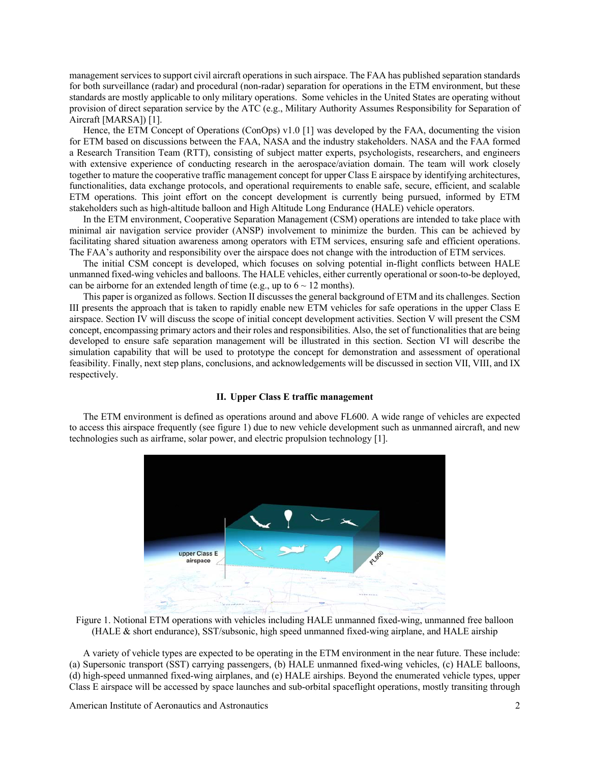management services to support civil aircraft operations in such airspace. The FAA has published separation standards for both surveillance (radar) and procedural (non-radar) separation for operations in the ETM environment, but these standards are mostly applicable to only military operations. Some vehicles in the United States are operating without provision of direct separation service by the ATC (e.g., Military Authority Assumes Responsibility for Separation of Aircraft [MARSA]) [1].

Hence, the ETM Concept of Operations (ConOps) v1.0 [1] was developed by the FAA, documenting the vision for ETM based on discussions between the FAA, NASA and the industry stakeholders. NASA and the FAA formed a Research Transition Team (RTT), consisting of subject matter experts, psychologists, researchers, and engineers with extensive experience of conducting research in the aerospace/aviation domain. The team will work closely together to mature the cooperative traffic management concept for upper Class E airspace by identifying architectures, functionalities, data exchange protocols, and operational requirements to enable safe, secure, efficient, and scalable ETM operations. This joint effort on the concept development is currently being pursued, informed by ETM stakeholders such as high-altitude balloon and High Altitude Long Endurance (HALE) vehicle operators.

In the ETM environment, Cooperative Separation Management (CSM) operations are intended to take place with minimal air navigation service provider (ANSP) involvement to minimize the burden. This can be achieved by facilitating shared situation awareness among operators with ETM services, ensuring safe and efficient operations. The FAA's authority and responsibility over the airspace does not change with the introduction of ETM services.

The initial CSM concept is developed, which focuses on solving potential in-flight conflicts between HALE unmanned fixed-wing vehicles and balloons. The HALE vehicles, either currently operational or soon-to-be deployed, can be airborne for an extended length of time (e.g., up to 6 ~ 12 months).

This paper is organized as follows. Section II discusses the general background of ETM and its challenges. Section III presents the approach that is taken to rapidly enable new ETM vehicles for safe operations in the upper Class E airspace. Section IV will discuss the scope of initial concept development activities. Section V will present the CSM concept, encompassing primary actors and their roles and responsibilities. Also, the set of functionalities that are being developed to ensure safe separation management will be illustrated in this section. Section VI will describe the simulation capability that will be used to prototype the concept for demonstration and assessment of operational feasibility. Finally, next step plans, conclusions, and acknowledgements will be discussed in section VII, VIII, and IX respectively.

## II. Upper Class E traffic management

The ETM environment is defined as operations around and above FL600. A wide range of vehicles are expected to access this airspace frequently (see figure 1) due to new vehicle development such as unmanned aircraft, and new technologies such as airframe, solar power, and electric propulsion technology [1].

Figure 1. Notional ETM operations with vehicles including HALE unmanned fixed-wing, unmanned free balloon (HALE & short endurance), SST/subsonic, high speed unmanned fixed-wing airplane, and HALE airship

A variety of vehicle types are expected to be operating in the ETM environment in the near future. These include: (a) Supersonic transport (SST) carrying passengers, (b) HALE unmanned fixed-wing vehicles, (c) HALE balloons, (d) high-speed unmanned fixed-wing airplanes, and (e) HALE airships. Beyond the enumerated vehicle types, upper Class E airspace will be accessed by space launches and sub-orbital spaceflight operations, mostly transiting through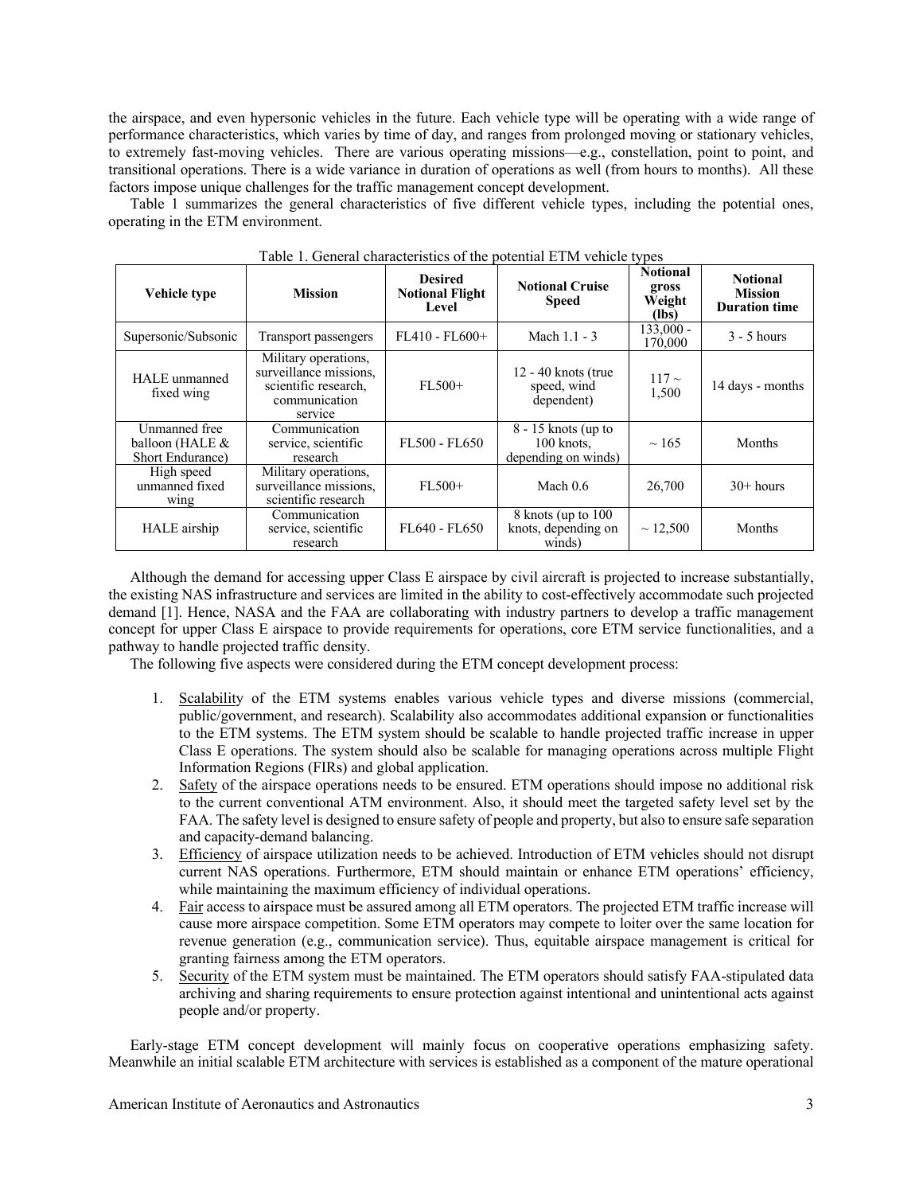the airspace, and even hypersonic vehicles in the future. Each vehicle type will be operating with a wide range of performance characteristics, which varies by time of day, and ranges from prolonged moving or stationary vehicles, to extremely fast-moving vehicles. There are various operating missions—e.g., constellation, point to point, and transitional operations. There is a wide variance in duration of operations as well (from hours to months). All these factors impose unique challenges for the traffic management concept development.

Table 1 summarizes the general characteristics of five different vehicle types, including the potential ones, operating in the ETM environment.

Table 1. General characteristics of the potential ETM vehicle types

| Vehicle type | Mission | Desired Notional Flight Level | Notional Cruise Speed | Notional gross Weight (lbs) | Notional Mission Duration time |
|---|---|---|---|---|---|
| Supersonic/Subsonic | Transport passengers | FL410 - FL600+ | Mach 1.1 - 3 | 133,000 - 170,000 | 3 - 5 hours |
| HALE unmanned fixed wing | Military operations, surveillance missions, scientific research, communication service | FL500+ | 12 - 40 knots (true speed, wind dependent) | 117 ~ 1,500 | 14 days - months |
| Unmanned free balloon (HALE & Short Endurance) | Communication service, scientific research | FL500 - FL650 | 8 - 15 knots (up to 100 knots, depending on winds) | ~ 165 | Months |
| High speed unmanned fixed wing | Military operations, surveillance missions, scientific research | FL500+ | Mach 0.6 | 26,700 | 30+ hours |
| HALE airship | Communication service, scientific research | FL640 - FL650 | 8 knots (up to 100 knots, depending on winds) | ~ 12,500 | Months |

Although the demand for accessing upper Class E airspace by civil aircraft is projected to increase substantially, the existing NAS infrastructure and services are limited in the ability to cost-effectively accommodate such projected demand [1]. Hence, NASA and the FAA are collaborating with industry partners to develop a traffic management concept for upper Class E airspace to provide requirements for operations, core ETM service functionalities, and a pathway to handle projected traffic density.

The following five aspects were considered during the ETM concept development process:

1. Scalability of the ETM systems enables various vehicle types and diverse missions (commercial, public/government, and research). Scalability also accommodates additional expansion or functionalities to the ETM systems. The ETM system should be scalable to handle projected traffic increase in upper Class E operations. The system should also be scalable for managing operations across multiple Flight Information Regions (FIRs) and global application.
2. Safety of the airspace operations needs to be ensured. ETM operations should impose no additional risk to the current conventional ATM environment. Also, it should meet the targeted safety level set by the FAA. The safety level is designed to ensure safety of people and property, but also to ensure safe separation and capacity-demand balancing.
3. Efficiency of airspace utilization needs to be achieved. Introduction of ETM vehicles should not disrupt current NAS operations. Furthermore, ETM should maintain or enhance ETM operations' efficiency, while maintaining the maximum efficiency of individual operations.
4. Fair access to airspace must be assured among all ETM operators. The projected ETM traffic increase will cause more airspace competition. Some ETM operators may compete to loiter over the same location for revenue generation (e.g., communication service). Thus, equitable airspace management is critical for granting fairness among the ETM operators.
5. Security of the ETM system must be maintained. The ETM operators should satisfy FAA-stipulated data archiving and sharing requirements to ensure protection against intentional and unintentional acts against people and/or property.

Early-stage ETM concept development will mainly focus on cooperative operations emphasizing safety. Meanwhile an initial scalable ETM architecture with services is established as a component of the mature operational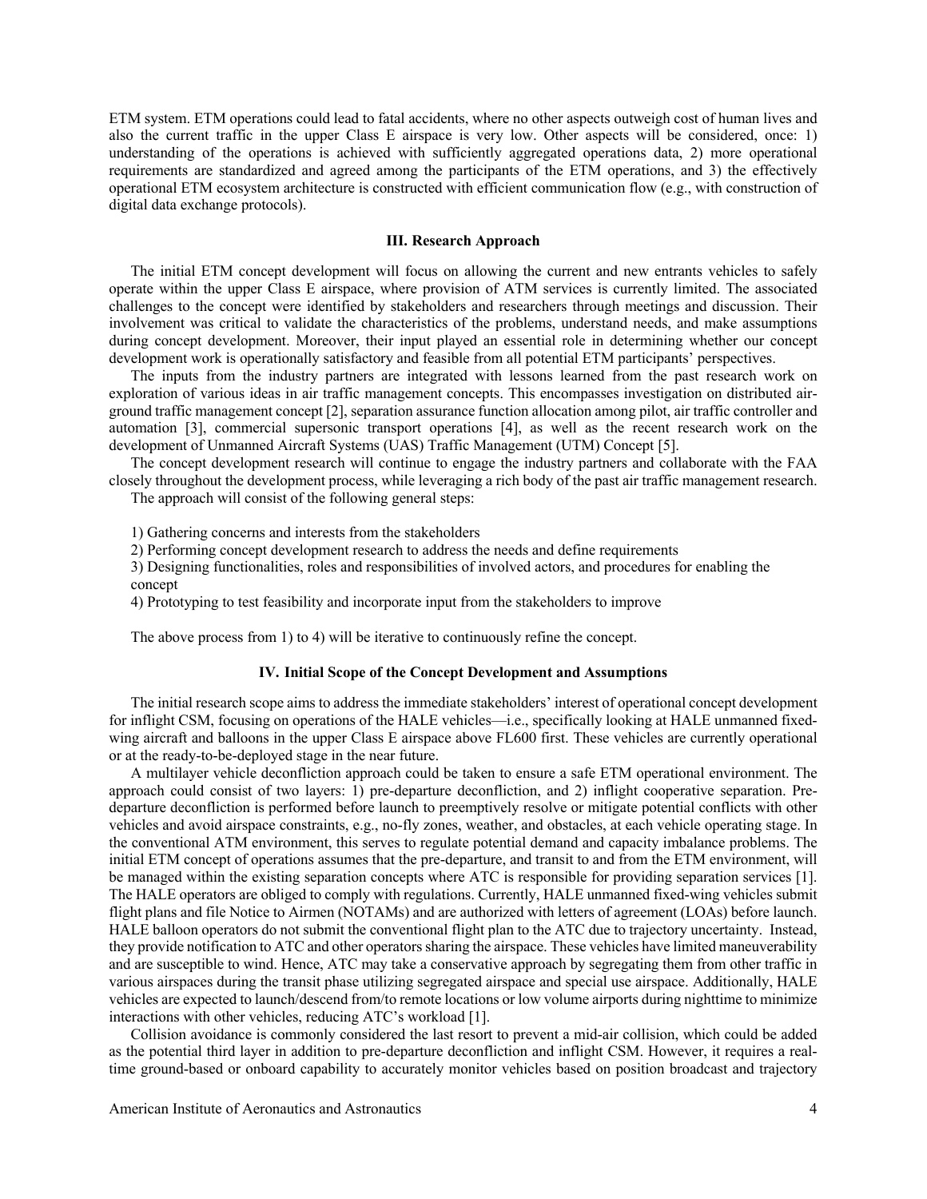ETM system. ETM operations could lead to fatal accidents, where no other aspects outweigh cost of human lives and also the current traffic in the upper Class E airspace is very low. Other aspects will be considered, once: 1) understanding of the operations is achieved with sufficiently aggregated operations data, 2) more operational requirements are standardized and agreed among the participants of the ETM operations, and 3) the effectively operational ETM ecosystem architecture is constructed with efficient communication flow (e.g., with construction of digital data exchange protocols).

## III. Research Approach

The initial ETM concept development will focus on allowing the current and new entrants vehicles to safely operate within the upper Class E airspace, where provision of ATM services is currently limited. The associated challenges to the concept were identified by stakeholders and researchers through meetings and discussion. Their involvement was critical to validate the characteristics of the problems, understand needs, and make assumptions during concept development. Moreover, their input played an essential role in determining whether our concept development work is operationally satisfactory and feasible from all potential ETM participants' perspectives.

The inputs from the industry partners are integrated with lessons learned from the past research work on exploration of various ideas in air traffic management concepts. This encompasses investigation on distributed air-ground traffic management concept [2], separation assurance function allocation among pilot, air traffic controller and automation [3], commercial supersonic transport operations [4], as well as the recent research work on the development of Unmanned Aircraft Systems (UAS) Traffic Management (UTM) Concept [5].

The concept development research will continue to engage the industry partners and collaborate with the FAA closely throughout the development process, while leveraging a rich body of the past air traffic management research.

The approach will consist of the following general steps:

1) Gathering concerns and interests from the stakeholders
2) Performing concept development research to address the needs and define requirements
3) Designing functionalities, roles and responsibilities of involved actors, and procedures for enabling the concept
4) Prototyping to test feasibility and incorporate input from the stakeholders to improve

The above process from 1) to 4) will be iterative to continuously refine the concept.

## IV. Initial Scope of the Concept Development and Assumptions

The initial research scope aims to address the immediate stakeholders' interest of operational concept development for inflight CSM, focusing on operations of the HALE vehicles—i.e., specifically looking at HALE unmanned fixed-wing aircraft and balloons in the upper Class E airspace above FL600 first. These vehicles are currently operational or at the ready-to-be-deployed stage in the near future.

A multilayer vehicle deconfliction approach could be taken to ensure a safe ETM operational environment. The approach could consist of two layers: 1) pre-departure deconfliction, and 2) inflight cooperative separation. Pre-departure deconfliction is performed before launch to preemptively resolve or mitigate potential conflicts with other vehicles and avoid airspace constraints, e.g., no-fly zones, weather, and obstacles, at each vehicle operating stage. In the conventional ATM environment, this serves to regulate potential demand and capacity imbalance problems. The initial ETM concept of operations assumes that the pre-departure, and transit to and from the ETM environment, will be managed within the existing separation concepts where ATC is responsible for providing separation services [1]. The HALE operators are obliged to comply with regulations. Currently, HALE unmanned fixed-wing vehicles submit flight plans and file Notice to Airmen (NOTAMs) and are authorized with letters of agreement (LOAs) before launch. HALE balloon operators do not submit the conventional flight plan to the ATC due to trajectory uncertainty. Instead, they provide notification to ATC and other operators sharing the airspace. These vehicles have limited maneuverability and are susceptible to wind. Hence, ATC may take a conservative approach by segregating them from other traffic in various airspaces during the transit phase utilizing segregated airspace and special use airspace. Additionally, HALE vehicles are expected to launch/descend from/to remote locations or low volume airports during nighttime to minimize interactions with other vehicles, reducing ATC's workload [1].

Collision avoidance is commonly considered the last resort to prevent a mid-air collision, which could be added as the potential third layer in addition to pre-departure deconfliction and inflight CSM. However, it requires a real-time ground-based or onboard capability to accurately monitor vehicles based on position broadcast and trajectory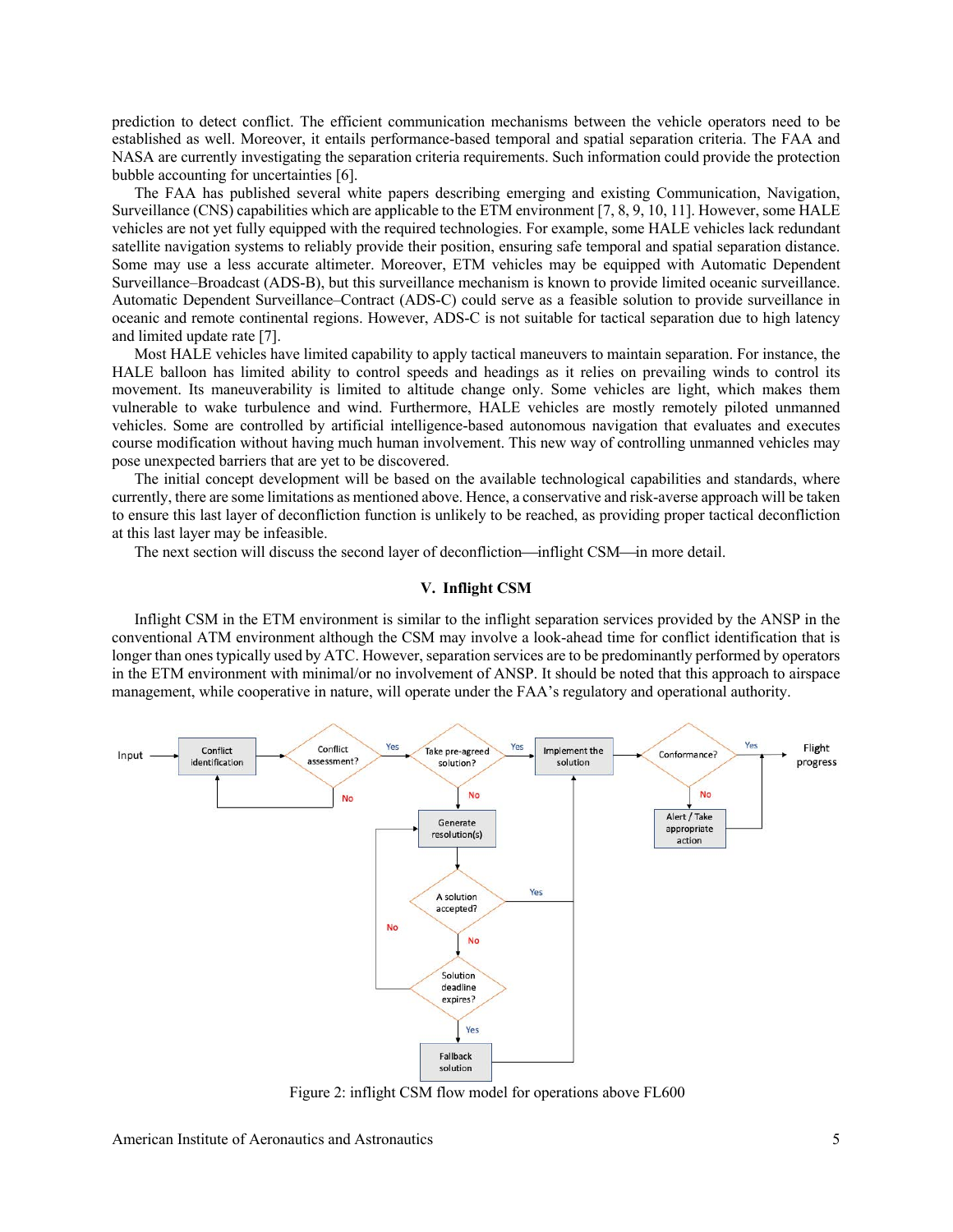prediction to detect conflict. The efficient communication mechanisms between the vehicle operators need to be established as well. Moreover, it entails performance-based temporal and spatial separation criteria. The FAA and NASA are currently investigating the separation criteria requirements. Such information could provide the protection bubble accounting for uncertainties [6].

The FAA has published several white papers describing emerging and existing Communication, Navigation, Surveillance (CNS) capabilities which are applicable to the ETM environment [7, 8, 9, 10, 11]. However, some HALE vehicles are not yet fully equipped with the required technologies. For example, some HALE vehicles lack redundant satellite navigation systems to reliably provide their position, ensuring safe temporal and spatial separation distance. Some may use a less accurate altimeter. Moreover, ETM vehicles may be equipped with Automatic Dependent Surveillance–Broadcast (ADS-B), but this surveillance mechanism is known to provide limited oceanic surveillance. Automatic Dependent Surveillance–Contract (ADS-C) could serve as a feasible solution to provide surveillance in oceanic and remote continental regions. However, ADS-C is not suitable for tactical separation due to high latency and limited update rate [7].

Most HALE vehicles have limited capability to apply tactical maneuvers to maintain separation. For instance, the HALE balloon has limited ability to control speeds and headings as it relies on prevailing winds to control its movement. Its maneuverability is limited to altitude change only. Some vehicles are light, which makes them vulnerable to wake turbulence and wind. Furthermore, HALE vehicles are mostly remotely piloted unmanned vehicles. Some are controlled by artificial intelligence-based autonomous navigation that evaluates and executes course modification without having much human involvement. This new way of controlling unmanned vehicles may pose unexpected barriers that are yet to be discovered.

The initial concept development will be based on the available technological capabilities and standards, where currently, there are some limitations as mentioned above. Hence, a conservative and risk-averse approach will be taken to ensure this last layer of deconfliction function is unlikely to be reached, as providing proper tactical deconfliction at this last layer may be infeasible.

The next section will discuss the second layer of deconfliction—inflight CSM—in more detail.

## V. Inflight CSM

Inflight CSM in the ETM environment is similar to the inflight separation services provided by the ANSP in the conventional ATM environment although the CSM may involve a look-ahead time for conflict identification that is longer than ones typically used by ATC. However, separation services are to be predominantly performed by operators in the ETM environment with minimal/no involvement of ANSP. It should be noted that this approach to airspace management, while cooperative in nature, will operate under the FAA's regulatory and operational authority.

Figure 2: inflight CSM flow model for operations above FL600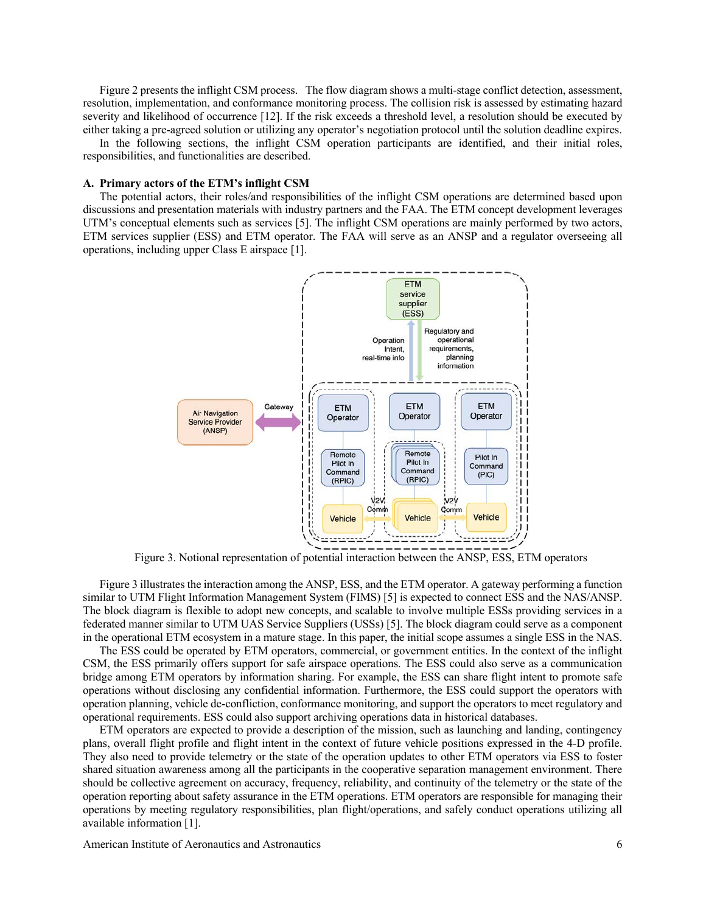Figure 2 presents the inflight CSM process. The flow diagram shows a multi-stage conflict detection, assessment, resolution, implementation, and conformance monitoring process. The collision risk is assessed by estimating hazard severity and likelihood of occurrence [12]. If the risk exceeds a threshold level, a resolution should be executed by either taking a pre-agreed solution or utilizing any operator's negotiation protocol until the solution deadline expires.

In the following sections, the inflight CSM operation participants are identified, and their initial roles, responsibilities, and functionalities are described.

### A. Primary actors of the ETM's inflight CSM

The potential actors, their roles/and responsibilities of the inflight CSM operations are determined based upon discussions and presentation materials with industry partners and the FAA. The ETM concept development leverages UTM's conceptual elements such as services [5]. The inflight CSM operations are mainly performed by two actors, ETM services supplier (ESS) and ETM operator. The FAA will serve as an ANSP and a regulator overseeing all operations, including upper Class E airspace [1].

Figure 3. Notional representation of potential interaction between the ANSP, ESS, ETM operators

Figure 3 illustrates the interaction among the ANSP, ESS, and the ETM operator. A gateway performing a function similar to UTM Flight Information Management System (FIMS) [5] is expected to connect ESS and the NAS/ANSP. The block diagram is flexible to adopt new concepts, and scalable to involve multiple ESSs providing services in a federated manner similar to UTM UAS Service Suppliers (USSs) [5]. The block diagram could serve as a component in the operational ETM ecosystem in a mature stage. In this paper, the initial scope assumes a single ESS in the NAS.

The ESS could be operated by ETM operators, commercial, or government entities. In the context of the inflight CSM, the ESS primarily offers support for safe airspace operations. The ESS could also serve as a communication bridge among ETM operators by information sharing. For example, the ESS can share flight intent to promote safe operations without disclosing any confidential information. Furthermore, the ESS could support the operators with operation planning, vehicle de-confliction, conformance monitoring, and support the operators to meet regulatory and operational requirements. ESS could also support archiving operations data in historical databases.

ETM operators are expected to provide a description of the mission, such as launching and landing, contingency plans, overall flight profile and flight intent in the context of future vehicle positions expressed in the 4-D profile. They also need to provide telemetry or the state of the operation updates to other ETM operators via ESS to foster shared situation awareness among all the participants in the cooperative separation management environment. There should be collective agreement on accuracy, frequency, reliability, and continuity of the telemetry or the state of the operation reporting about safety assurance in the ETM operations. ETM operators are responsible for managing their operations by meeting regulatory responsibilities, plan flight/operations, and safely conduct operations utilizing all available information [1].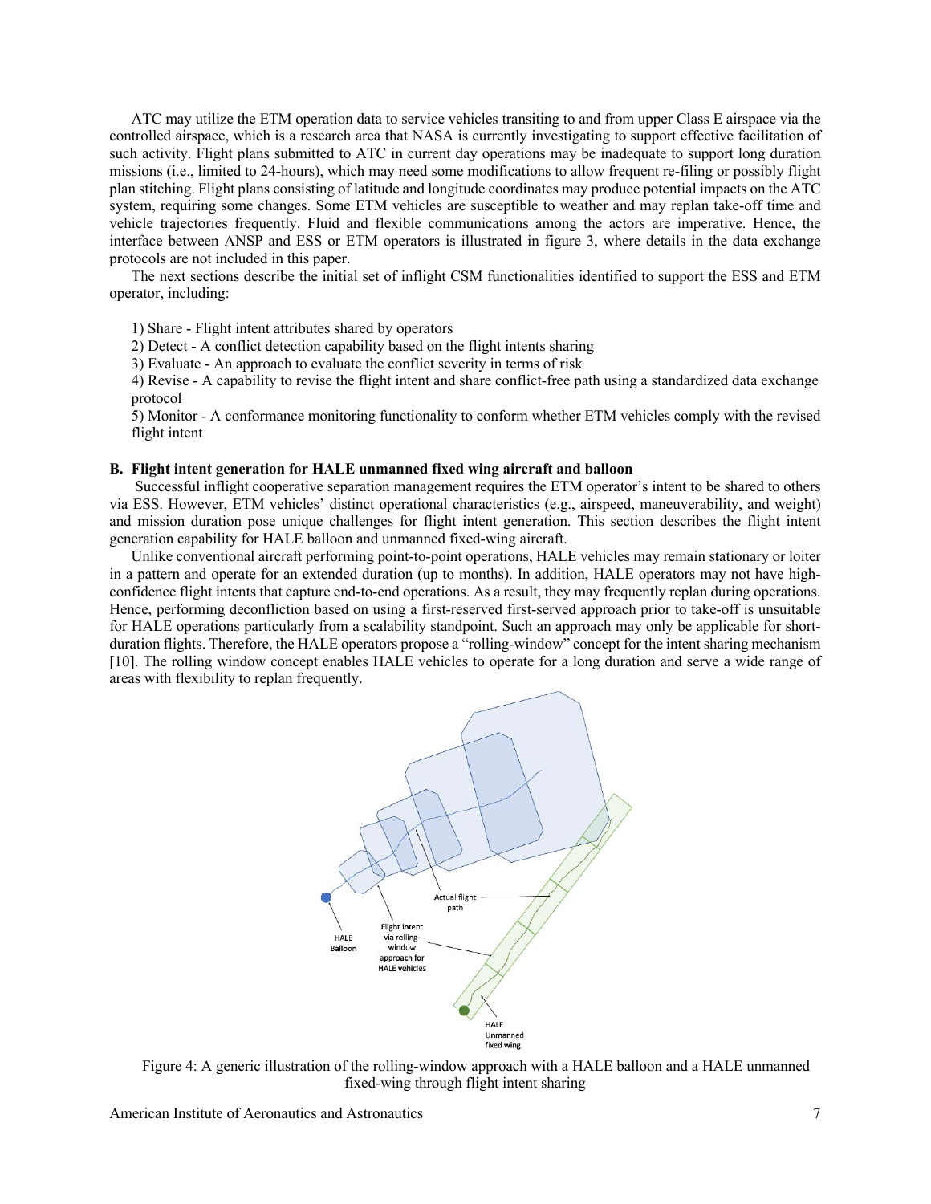ATC may utilize the ETM operation data to service vehicles transiting to and from upper Class E airspace via the controlled airspace, which is a research area that NASA is currently investigating to support effective facilitation of such activity. Flight plans submitted to ATC in current day operations may be inadequate to support long duration missions (i.e., limited to 24-hours), which may need some modifications to allow frequent re-filing or possibly flight plan stitching. Flight plans consisting of latitude and longitude coordinates may produce potential impacts on the ATC system, requiring some changes. Some ETM vehicles are susceptible to weather and may replan take-off time and vehicle trajectories frequently. Fluid and flexible communications among the actors are imperative. Hence, the interface between ANSP and ESS or ETM operators is illustrated in figure 3, where details in the data exchange protocols are not included in this paper.

The next sections describe the initial set of inflight CSM functionalities identified to support the ESS and ETM operator, including:

1) Share - Flight intent attributes shared by operators
2) Detect - A conflict detection capability based on the flight intents sharing
3) Evaluate - An approach to evaluate the conflict severity in terms of risk
4) Revise - A capability to revise the flight intent and share conflict-free path using a standardized data exchange protocol
5) Monitor - A conformance monitoring functionality to conform whether ETM vehicles comply with the revised flight intent

### B. Flight intent generation for HALE unmanned fixed wing aircraft and balloon

Successful inflight cooperative separation management requires the ETM operator's intent to be shared to others via ESS. However, ETM vehicles' distinct operational characteristics (e.g., airspeed, maneuverability, and weight) and mission duration pose unique challenges for flight intent generation. This section describes the flight intent generation capability for HALE balloon and unmanned fixed-wing aircraft.

Unlike conventional aircraft performing point-to-point operations, HALE vehicles may remain stationary or loiter in a pattern and operate for an extended duration (up to months). In addition, HALE operators may not have high-confidence flight intents that capture end-to-end operations. As a result, they may frequently replan during operations. Hence, performing deconfliction based on using a first-reserved first-served approach prior to take-off is unsuitable for HALE operations particularly from a scalability standpoint. Such an approach may only be applicable for short-duration flights. Therefore, the HALE operators propose a "rolling-window" concept for the intent sharing mechanism [10]. The rolling window concept enables HALE vehicles to operate for a long duration and serve a wide range of areas with flexibility to replan frequently.

Figure 4: A generic illustration of the rolling-window approach with a HALE balloon and a HALE unmanned fixed-wing through flight intent sharing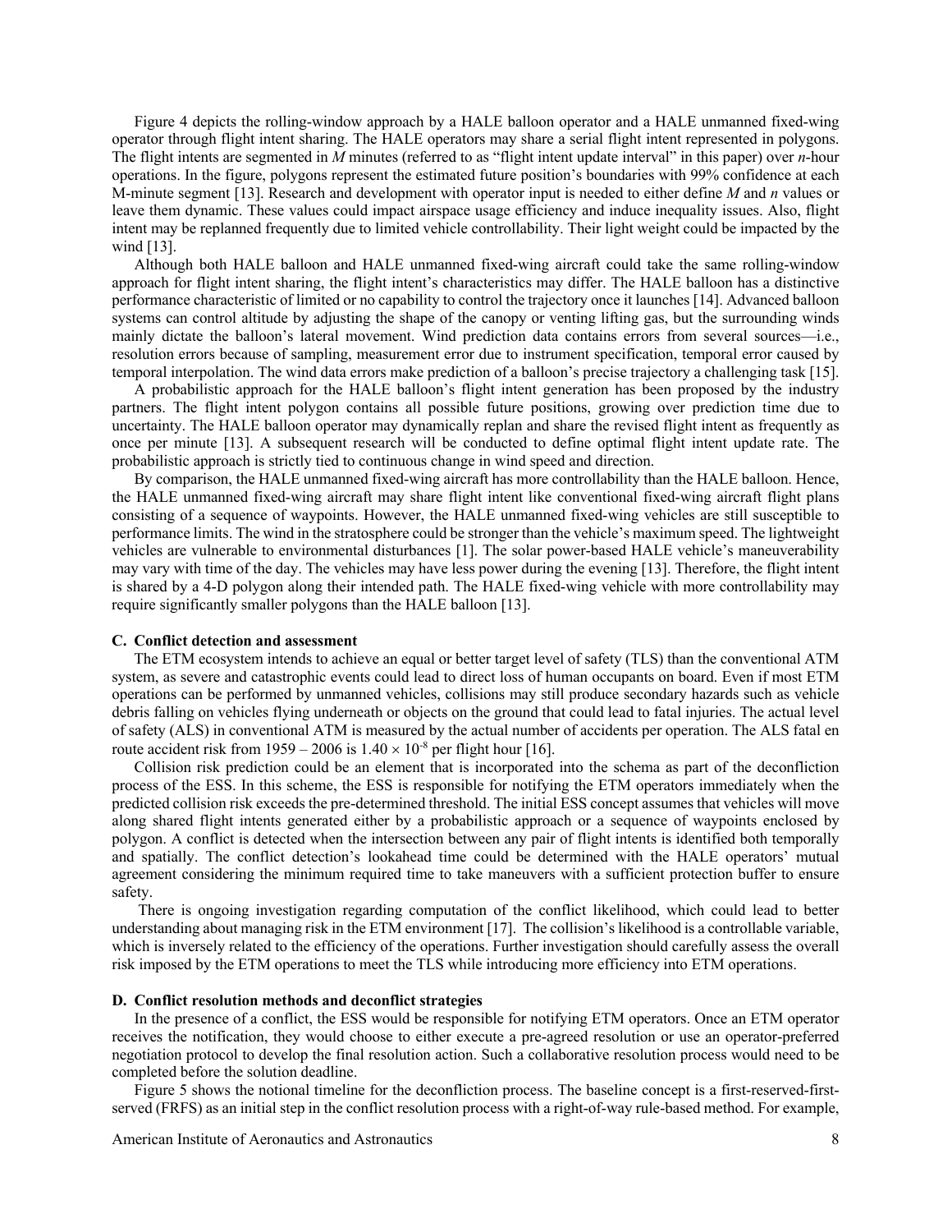Figure 4 depicts the rolling-window approach by a HALE balloon operator and a HALE unmanned fixed-wing operator through flight intent sharing. The HALE operators may share a serial flight intent represented in polygons. The flight intents are segmented in $M$ minutes (referred to as "flight intent update interval" in this paper) over $n$-hour operations. In the figure, polygons represent the estimated future position's boundaries with 99% confidence at each M-minute segment [13]. Research and development with operator input is needed to either define $M$ and $n$ values or leave them dynamic. These values could impact airspace usage efficiency and induce inequality issues. Also, flight intent may be replanned frequently due to limited vehicle controllability. Their light weight could be impacted by the wind [13].

Although both HALE balloon and HALE unmanned fixed-wing aircraft could take the same rolling-window approach for flight intent sharing, the flight intent's characteristics may differ. The HALE balloon has a distinctive performance characteristic of limited or no capability to control the trajectory once it launches [14]. Advanced balloon systems can control altitude by adjusting the shape of the canopy or venting lifting gas, but the surrounding winds mainly dictate the balloon's lateral movement. Wind prediction data contains errors from several sources—i.e., resolution errors because of sampling, measurement error due to instrument specification, temporal error caused by temporal interpolation. The wind data errors make prediction of a balloon's precise trajectory a challenging task [15].

A probabilistic approach for the HALE balloon's flight intent generation has been proposed by the industry partners. The flight intent polygon contains all possible future positions, growing over prediction time due to uncertainty. The HALE balloon operator may dynamically replan and share the revised flight intent as frequently as once per minute [13]. A subsequent research will be conducted to define optimal flight intent update rate. The probabilistic approach is strictly tied to continuous change in wind speed and direction.

By comparison, the HALE unmanned fixed-wing aircraft has more controllability than the HALE balloon. Hence, the HALE unmanned fixed-wing aircraft may share flight intent like conventional fixed-wing aircraft flight plans consisting of a sequence of waypoints. However, the HALE unmanned fixed-wing vehicles are still susceptible to performance limits. The wind in the stratosphere could be stronger than the vehicle's maximum speed. The lightweight vehicles are vulnerable to environmental disturbances [1]. The solar power-based HALE vehicle's maneuverability may vary with time of the day. The vehicles may have less power during the evening [13]. Therefore, the flight intent is shared by a 4-D polygon along their intended path. The HALE fixed-wing vehicle with more controllability may require significantly smaller polygons than the HALE balloon [13].

### C. Conflict detection and assessment

The ETM ecosystem intends to achieve an equal or better target level of safety (TLS) than the conventional ATM system, as severe and catastrophic events could lead to direct loss of human occupants on board. Even if most ETM operations can be performed by unmanned vehicles, collisions may still produce secondary hazards such as vehicle debris falling on vehicles flying underneath or objects on the ground that could lead to fatal injuries. The actual level of safety (ALS) in conventional ATM is measured by the actual number of accidents per operation. The ALS fatal en route accident risk from 1959 – 2006 is $1.40 \times 10^{-8}$ per flight hour [16].

Collision risk prediction could be an element that is incorporated into the schema as part of the deconfliction process of the ESS. In this scheme, the ESS is responsible for notifying the ETM operators immediately when the predicted collision risk exceeds the pre-determined threshold. The initial ESS concept assumes that vehicles will move along shared flight intents generated either by a probabilistic approach or a sequence of waypoints enclosed by polygon. A conflict is detected when the intersection between any pair of flight intents is identified both temporally and spatially. The conflict detection's lookahead time could be determined with the HALE operators' mutual agreement considering the minimum required time to take maneuvers with a sufficient protection buffer to ensure safety.

There is ongoing investigation regarding computation of the conflict likelihood, which could lead to better understanding about managing risk in the ETM environment [17]. The collision's likelihood is a controllable variable, which is inversely related to the efficiency of the operations. Further investigation should carefully assess the overall risk imposed by the ETM operations to meet the TLS while introducing more efficiency into ETM operations.

### D. Conflict resolution methods and deconflict strategies

In the presence of a conflict, the ESS would be responsible for notifying ETM operators. Once an ETM operator receives the notification, they would choose to either execute a pre-agreed resolution or use an operator-preferred negotiation protocol to develop the final resolution action. Such a collaborative resolution process would need to be completed before the solution deadline.

Figure 5 shows the notional timeline for the deconfliction process. The baseline concept is a first-reserved-first-served (FRFS) as an initial step in the conflict resolution process with a right-of-way rule-based method. For example,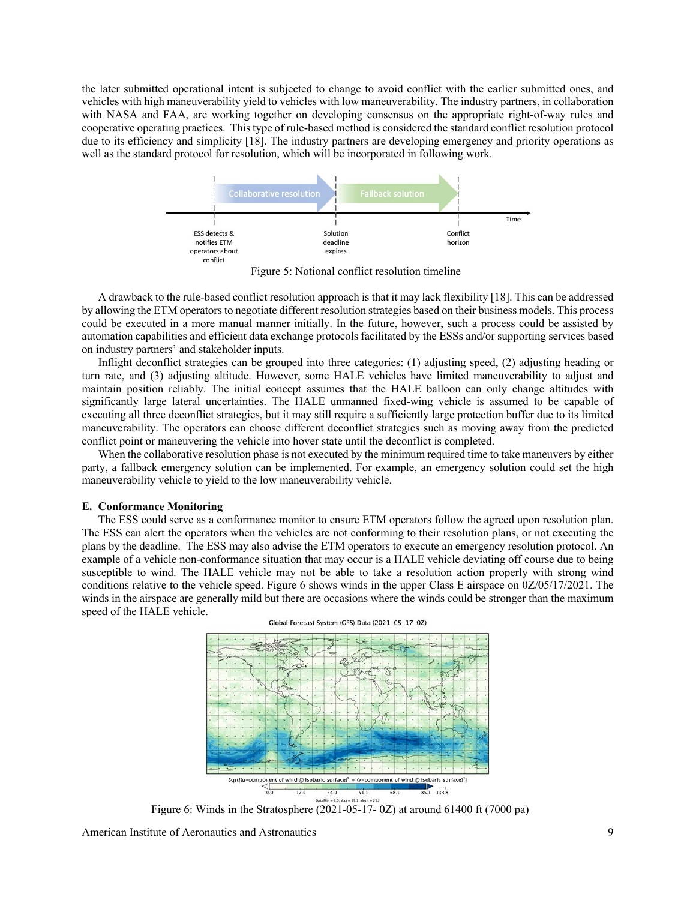the later submitted operational intent is subjected to change to avoid conflict with the earlier submitted ones, and vehicles with high maneuverability yield to vehicles with low maneuverability. The industry partners, in collaboration with NASA and FAA, are working together on developing consensus on the appropriate right-of-way rules and cooperative operating practices. This type of rule-based method is considered the standard conflict resolution protocol due to its efficiency and simplicity [18]. The industry partners are developing emergency and priority operations as well as the standard protocol for resolution, which will be incorporated in following work.

Figure 5: Notional conflict resolution timeline

A drawback to the rule-based conflict resolution approach is that it may lack flexibility [18]. This can be addressed by allowing the ETM operators to negotiate different resolution strategies based on their business models. This process could be executed in a more manual manner initially. In the future, however, such a process could be assisted by automation capabilities and efficient data exchange protocols facilitated by the ESSs and/or supporting services based on industry partners' and stakeholder inputs.

Inflight deconflict strategies can be grouped into three categories: (1) adjusting speed, (2) adjusting heading or turn rate, and (3) adjusting altitude. However, some HALE vehicles have limited maneuverability to adjust and maintain position reliably. The initial concept assumes that the HALE balloon can only change altitudes with significantly large lateral uncertainties. The HALE unmanned fixed-wing vehicle is assumed to be capable of executing all three deconflict strategies, but it may still require a sufficiently large protection buffer due to its limited maneuverability. The operators can choose different deconflict strategies such as moving away from the predicted conflict point or maneuvering the vehicle into hover state until the deconflict is completed.

When the collaborative resolution phase is not executed by the minimum required time to take maneuvers by either party, a fallback emergency solution can be implemented. For example, an emergency solution could set the high maneuverability vehicle to yield to the low maneuverability vehicle.

### E. Conformance Monitoring

The ESS could serve as a conformance monitor to ensure ETM operators follow the agreed upon resolution plan. The ESS can alert the operators when the vehicles are not conforming to their resolution plans, or not executing the plans by the deadline. The ESS may also advise the ETM operators to execute an emergency resolution protocol. An example of a vehicle non-conformance situation that may occur is a HALE vehicle deviating off course due to being susceptible to wind. The HALE vehicle may not be able to take a resolution action properly with strong wind conditions relative to the vehicle speed. Figure 6 shows winds in the upper Class E airspace on 0Z/05/17/2021. The winds in the airspace are generally mild but there are occasions where the winds could be stronger than the maximum speed of the HALE vehicle.

Figure 6: Winds in the Stratosphere (2021-05-17- 0Z) at around 61400 ft (7000 pa)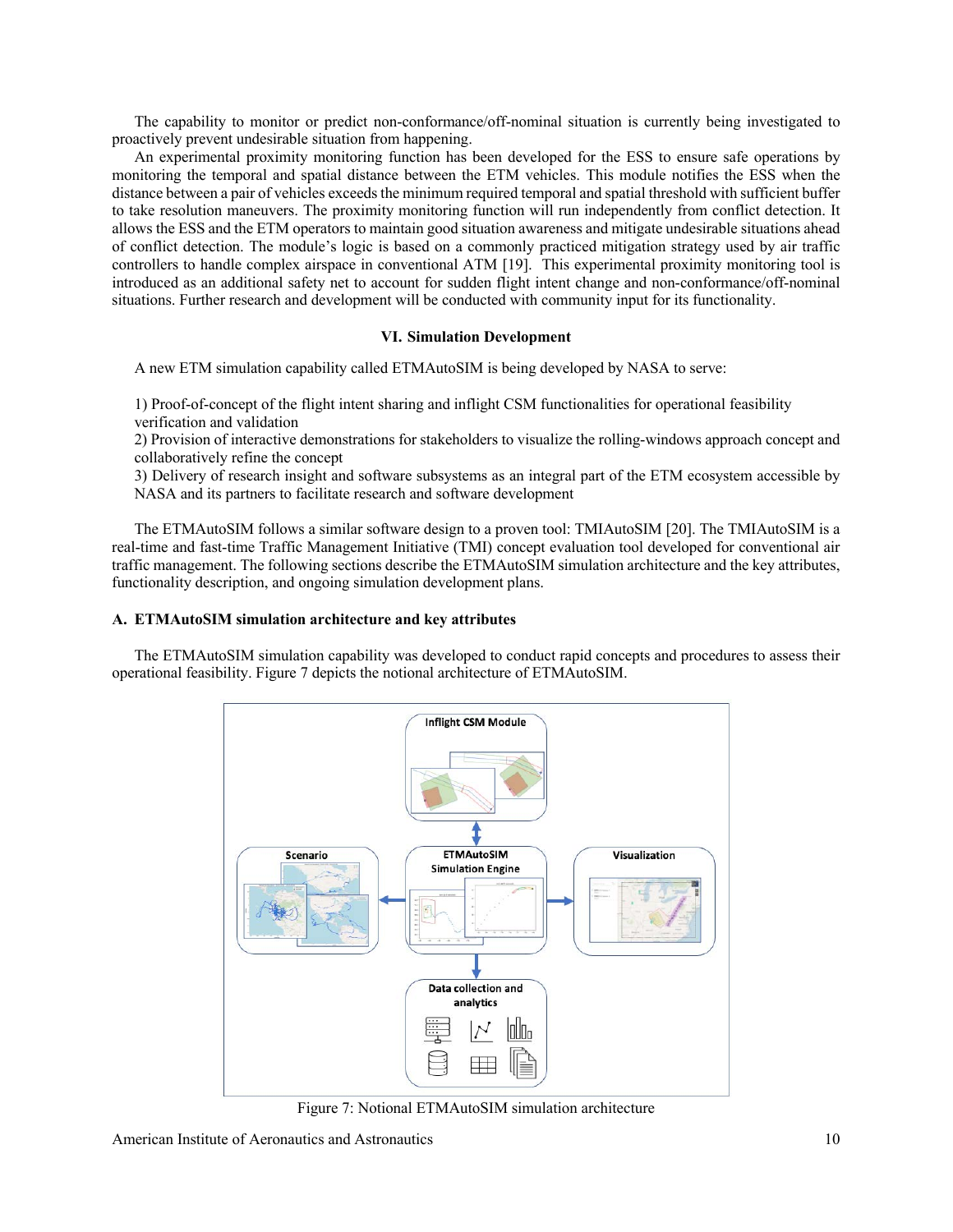The capability to monitor or predict non-conformance/off-nominal situation is currently being investigated to proactively prevent undesirable situation from happening.

An experimental proximity monitoring function has been developed for the ESS to ensure safe operations by monitoring the temporal and spatial distance between the ETM vehicles. This module notifies the ESS when the distance between a pair of vehicles exceeds the minimum required temporal and spatial threshold with sufficient buffer to take resolution maneuvers. The proximity monitoring function will run independently from conflict detection. It allows the ESS and the ETM operators to maintain good situation awareness and mitigate undesirable situations ahead of conflict detection. The module's logic is based on a commonly practiced mitigation strategy used by air traffic controllers to handle complex airspace in conventional ATM [19]. This experimental proximity monitoring tool is introduced as an additional safety net to account for sudden flight intent change and non-conformance/off-nominal situations. Further research and development will be conducted with community input for its functionality.

## VI. Simulation Development

A new ETM simulation capability called ETMAutoSIM is being developed by NASA to serve:

1) Proof-of-concept of the flight intent sharing and inflight CSM functionalities for operational feasibility verification and validation
2) Provision of interactive demonstrations for stakeholders to visualize the rolling-windows approach concept and collaboratively refine the concept
3) Delivery of research insight and software subsystems as an integral part of the ETM ecosystem accessible by NASA and its partners to facilitate research and software development

The ETMAutoSIM follows a similar software design to a proven tool: TMIAutoSIM [20]. The TMIAutoSIM is a real-time and fast-time Traffic Management Initiative (TMI) concept evaluation tool developed for conventional air traffic management. The following sections describe the ETMAutoSIM simulation architecture and the key attributes, functionality description, and ongoing simulation development plans.

### A. ETMAutoSIM simulation architecture and key attributes

The ETMAutoSIM simulation capability was developed to conduct rapid concepts and procedures to assess their operational feasibility. Figure 7 depicts the notional architecture of ETMAutoSIM.

Figure 7: Notional ETMAutoSIM simulation architecture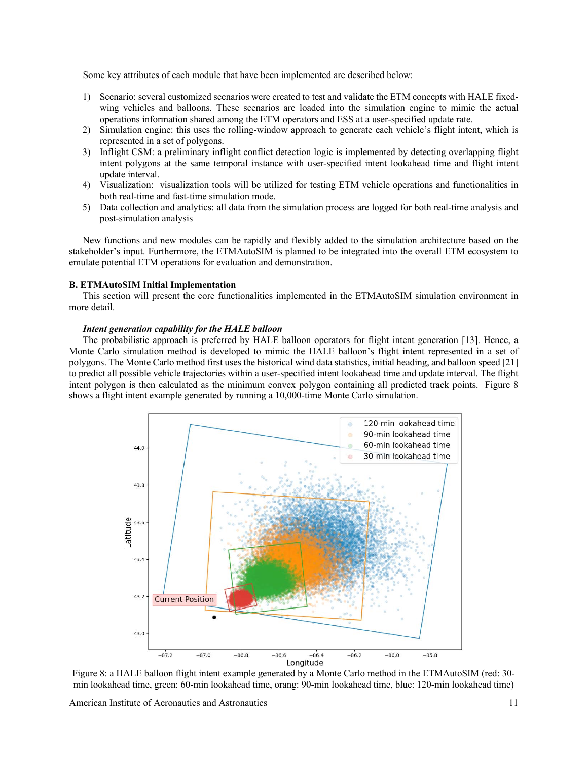Some key attributes of each module that have been implemented are described below:

1) Scenario: several customized scenarios were created to test and validate the ETM concepts with HALE fixed-wing vehicles and balloons. These scenarios are loaded into the simulation engine to mimic the actual operations information shared among the ETM operators and ESS at a user-specified update rate.
2) Simulation engine: this uses the rolling-window approach to generate each vehicle's flight intent, which is represented in a set of polygons.
3) Inflight CSM: a preliminary inflight conflict detection logic is implemented by detecting overlapping flight intent polygons at the same temporal instance with user-specified intent lookahead time and flight intent update interval.
4) Visualization: visualization tools will be utilized for testing ETM vehicle operations and functionalities in both real-time and fast-time simulation mode.
5) Data collection and analytics: all data from the simulation process are logged for both real-time analysis and post-simulation analysis

New functions and new modules can be rapidly and flexibly added to the simulation architecture based on the stakeholder's input. Furthermore, the ETMAutoSIM is planned to be integrated into the overall ETM ecosystem to emulate potential ETM operations for evaluation and demonstration.

### B. ETMAutoSIM Initial Implementation

This section will present the core functionalities implemented in the ETMAutoSIM simulation environment in more detail.

#### *Intent generation capability for the HALE balloon*

The probabilistic approach is preferred by HALE balloon operators for flight intent generation [13]. Hence, a Monte Carlo simulation method is developed to mimic the HALE balloon's flight intent represented in a set of polygons. The Monte Carlo method first uses the historical wind data statistics, initial heading, and balloon speed [21] to predict all possible vehicle trajectories within a user-specified intent lookahead time and update interval. The flight intent polygon is then calculated as the minimum convex polygon containing all predicted track points. Figure 8 shows a flight intent example generated by running a 10,000-time Monte Carlo simulation.

Figure 8: a HALE balloon flight intent example generated by a Monte Carlo method in the ETMAutoSIM (red: 30-min lookahead time, green: 60-min lookahead time, orang: 90-min lookahead time, blue: 120-min lookahead time)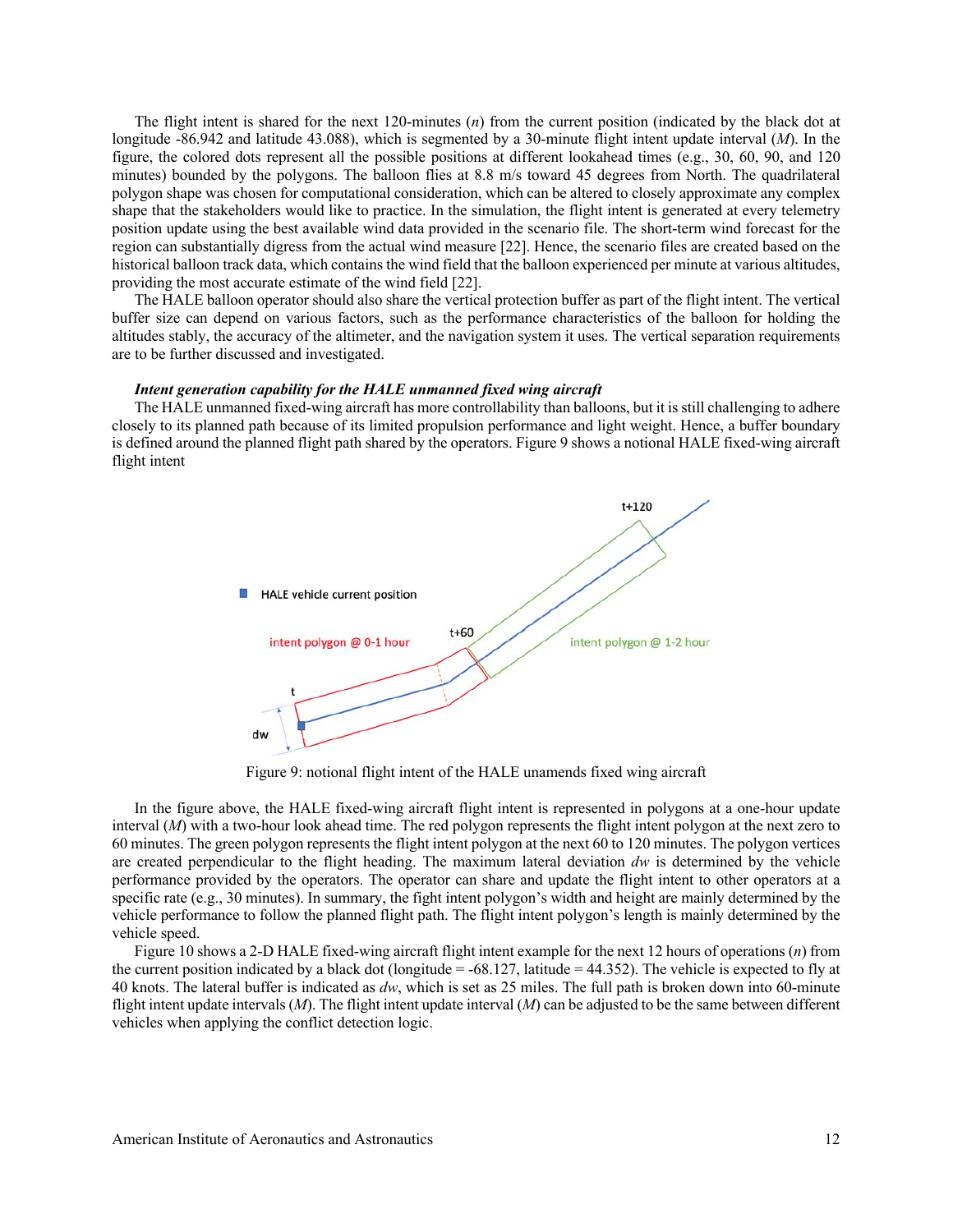The flight intent is shared for the next 120-minutes ($n$) from the current position (indicated by the black dot at longitude -86.942 and latitude 43.088), which is segmented by a 30-minute flight intent update interval ($M$). In the figure, the colored dots represent all the possible positions at different lookahead times (e.g., 30, 60, 90, and 120 minutes) bounded by the polygons. The balloon flies at 8.8 m/s toward 45 degrees from North. The quadrilateral polygon shape was chosen for computational consideration, which can be altered to closely approximate any complex shape that the stakeholders would like to practice. In the simulation, the flight intent is generated at every telemetry position update using the best available wind data provided in the scenario file. The short-term wind forecast for the region can substantially digress from the actual wind measure [22]. Hence, the scenario files are created based on the historical balloon track data, which contains the wind field that the balloon experienced per minute at various altitudes, providing the most accurate estimate of the wind field [22].

The HALE balloon operator should also share the vertical protection buffer as part of the flight intent. The vertical buffer size can depend on various factors, such as the performance characteristics of the balloon for holding the altitudes stably, the accuracy of the altimeter, and the navigation system it uses. The vertical separation requirements are to be further discussed and investigated.

***Intent generation capability for the HALE unmanned fixed wing aircraft***

The HALE unmanned fixed-wing aircraft has more controllability than balloons, but it is still challenging to adhere closely to its planned path because of its limited propulsion performance and light weight. Hence, a buffer boundary is defined around the planned flight path shared by the operators. Figure 9 shows a notional HALE fixed-wing aircraft flight intent

Figure 9: notional flight intent of the HALE unamends fixed wing aircraft

In the figure above, the HALE fixed-wing aircraft flight intent is represented in polygons at a one-hour update interval ($M$) with a two-hour look ahead time. The red polygon represents the flight intent polygon at the next zero to 60 minutes. The green polygon represents the flight intent polygon at the next 60 to 120 minutes. The polygon vertices are created perpendicular to the flight heading. The maximum lateral deviation $dw$ is determined by the vehicle performance provided by the operators. The operator can share and update the flight intent to other operators at a specific rate (e.g., 30 minutes). In summary, the fight intent polygon's width and height are mainly determined by the vehicle performance to follow the planned flight path. The flight intent polygon's length is mainly determined by the vehicle speed.

Figure 10 shows a 2-D HALE fixed-wing aircraft flight intent example for the next 12 hours of operations ($n$) from the current position indicated by a black dot (longitude = -68.127, latitude = 44.352). The vehicle is expected to fly at 40 knots. The lateral buffer is indicated as $dw$, which is set as 25 miles. The full path is broken down into 60-minute flight intent update intervals ($M$). The flight intent update interval ($M$) can be adjusted to be the same between different vehicles when applying the conflict detection logic.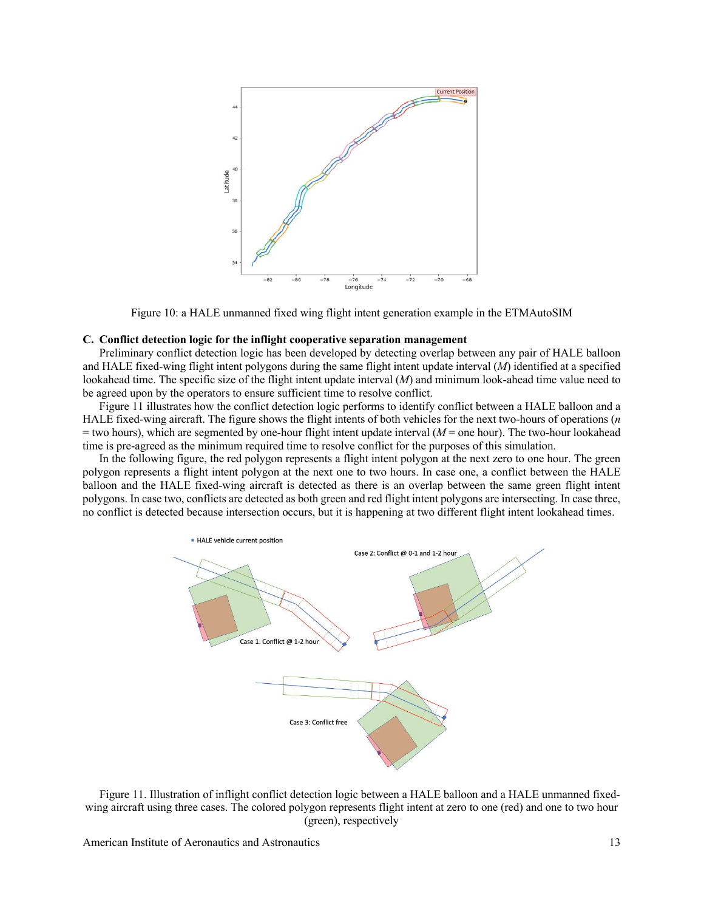Figure 10: a HALE unmanned fixed wing flight intent generation example in the ETMAutoSIM

### C. Conflict detection logic for the inflight cooperative separation management

Preliminary conflict detection logic has been developed by detecting overlap between any pair of HALE balloon and HALE fixed-wing flight intent polygons during the same flight intent update interval (*M*) identified at a specified lookahead time. The specific size of the flight intent update interval (*M*) and minimum look-ahead time value need to be agreed upon by the operators to ensure sufficient time to resolve conflict.

Figure 11 illustrates how the conflict detection logic performs to identify conflict between a HALE balloon and a HALE fixed-wing aircraft. The figure shows the flight intents of both vehicles for the next two-hours of operations (*n* = two hours), which are segmented by one-hour flight intent update interval (*M* = one hour). The two-hour lookahead time is pre-agreed as the minimum required time to resolve conflict for the purposes of this simulation.

In the following figure, the red polygon represents a flight intent polygon at the next zero to one hour. The green polygon represents a flight intent polygon at the next one to two hours. In case one, a conflict between the HALE balloon and the HALE fixed-wing aircraft is detected as there is an overlap between the same green flight intent polygons. In case two, conflicts are detected as both green and red flight intent polygons are intersecting. In case three, no conflict is detected because intersection occurs, but it is happening at two different flight intent lookahead times.

Figure 11. Illustration of inflight conflict detection logic between a HALE balloon and a HALE unmanned fixed-wing aircraft using three cases. The colored polygon represents flight intent at zero to one (red) and one to two hour (green), respectively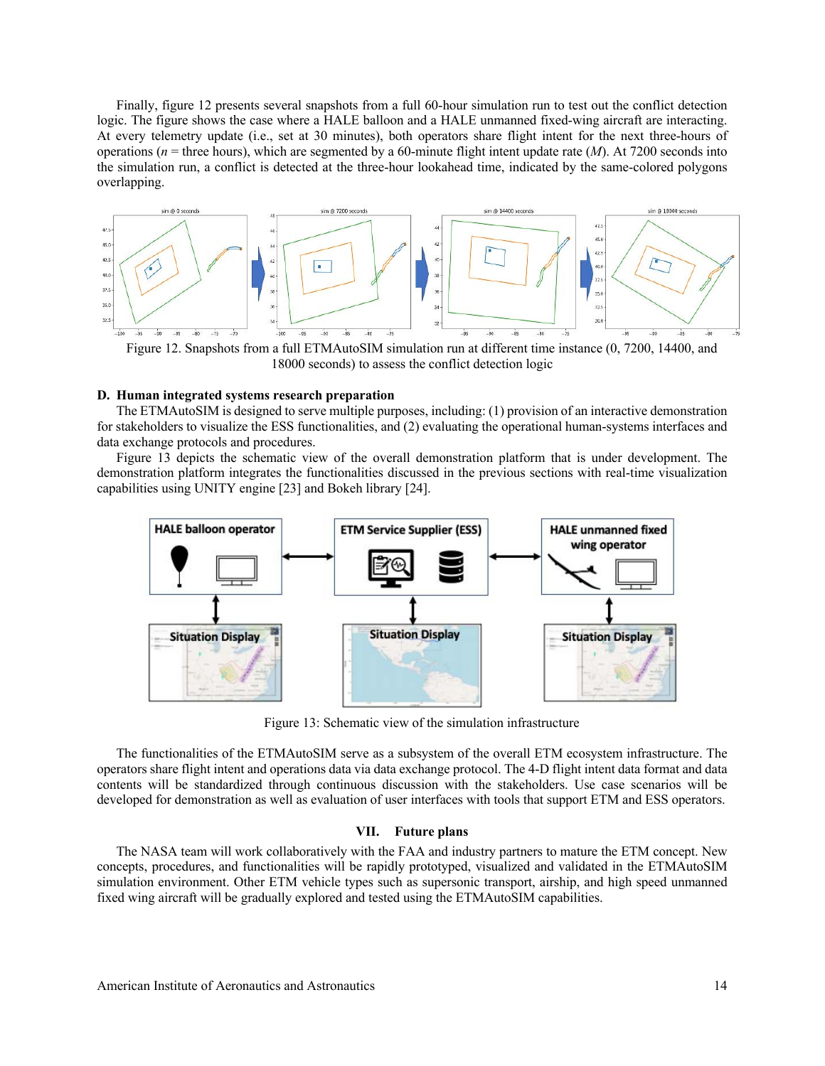Finally, figure 12 presents several snapshots from a full 60-hour simulation run to test out the conflict detection logic. The figure shows the case where a HALE balloon and a HALE unmanned fixed-wing aircraft are interacting. At every telemetry update (i.e., set at 30 minutes), both operators share flight intent for the next three-hours of operations ($n$ = three hours), which are segmented by a 60-minute flight intent update rate ($M$). At 7200 seconds into the simulation run, a conflict is detected at the three-hour lookahead time, indicated by the same-colored polygons overlapping.

Figure 12. Snapshots from a full ETMAutoSIM simulation run at different time instance (0, 7200, 14400, and 18000 seconds) to assess the conflict detection logic

### D. Human integrated systems research preparation

The ETMAutoSIM is designed to serve multiple purposes, including: (1) provision of an interactive demonstration for stakeholders to visualize the ESS functionalities, and (2) evaluating the operational human-systems interfaces and data exchange protocols and procedures.

Figure 13 depicts the schematic view of the overall demonstration platform that is under development. The demonstration platform integrates the functionalities discussed in the previous sections with real-time visualization capabilities using UNITY engine [23] and Bokeh library [24].

Figure 13: Schematic view of the simulation infrastructure

The functionalities of the ETMAutoSIM serve as a subsystem of the overall ETM ecosystem infrastructure. The operators share flight intent and operations data via data exchange protocol. The 4-D flight intent data format and data contents will be standardized through continuous discussion with the stakeholders. Use case scenarios will be developed for demonstration as well as evaluation of user interfaces with tools that support ETM and ESS operators.

## VII. Future plans

The NASA team will work collaboratively with the FAA and industry partners to mature the ETM concept. New concepts, procedures, and functionalities will be rapidly prototyped, visualized and validated in the ETMAutoSIM simulation environment. Other ETM vehicle types such as supersonic transport, airship, and high speed unmanned fixed wing aircraft will be gradually explored and tested using the ETMAutoSIM capabilities.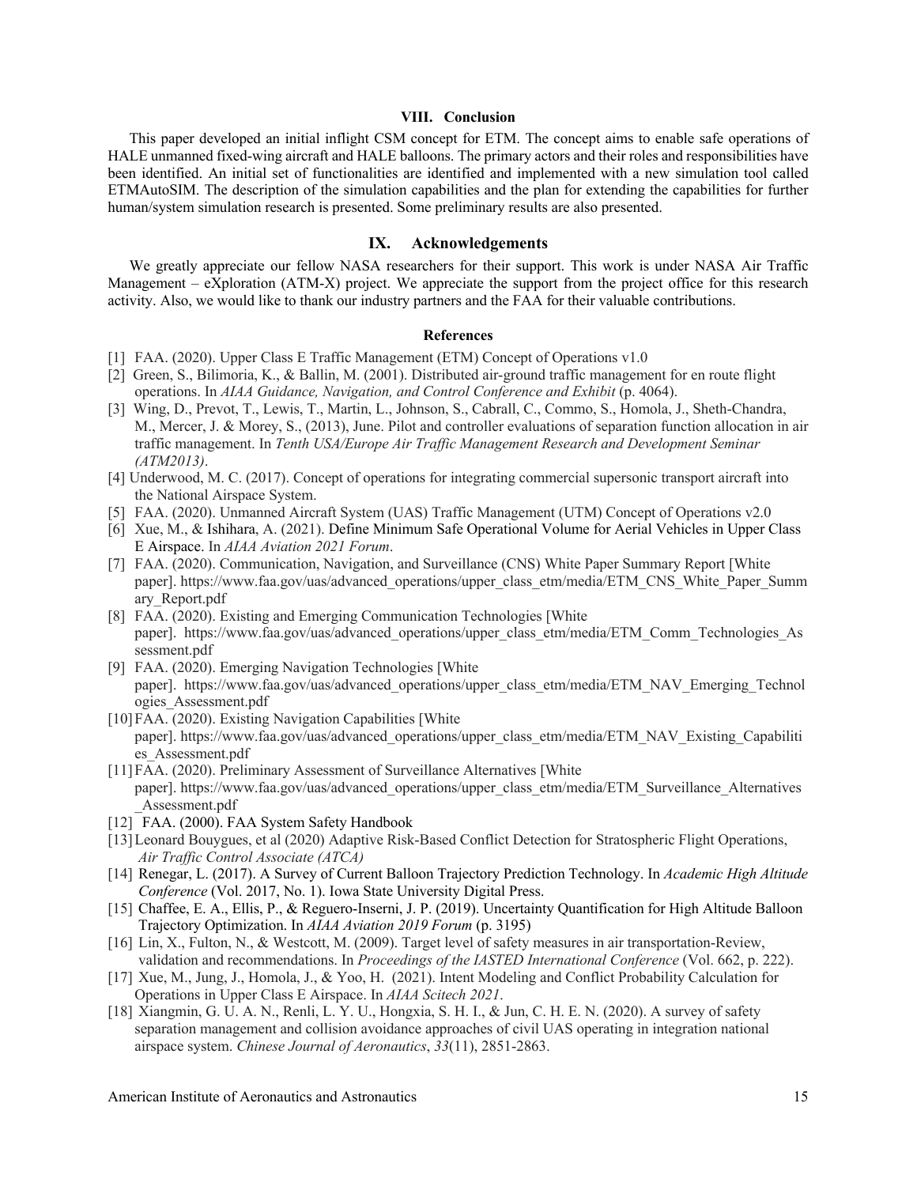## VIII. Conclusion

This paper developed an initial inflight CSM concept for ETM. The concept aims to enable safe operations of HALE unmanned fixed-wing aircraft and HALE balloons. The primary actors and their roles and responsibilities have been identified. An initial set of functionalities are identified and implemented with a new simulation tool called ETMAutoSIM. The description of the simulation capabilities and the plan for extending the capabilities for further human/system simulation research is presented. Some preliminary results are also presented.

## IX. Acknowledgements

We greatly appreciate our fellow NASA researchers for their support. This work is under NASA Air Traffic Management – eXploration (ATM-X) project. We appreciate the support from the project office for this research activity. Also, we would like to thank our industry partners and the FAA for their valuable contributions.

## References

[1] FAA. (2020). Upper Class E Traffic Management (ETM) Concept of Operations v1.0

[2] Green, S., Bilimoria, K., & Ballin, M. (2001). Distributed air-ground traffic management for en route flight operations. In *AIAA Guidance, Navigation, and Control Conference and Exhibit* (p. 4064).

[3] Wing, D., Prevot, T., Lewis, T., Martin, L., Johnson, S., Cabrall, C., Commo, S., Homola, J., Sheth-Chandra, M., Mercer, J. & Morey, S., (2013), June. Pilot and controller evaluations of separation function allocation in air traffic management. In *Tenth USA/Europe Air Traffic Management Research and Development Seminar (ATM2013)*.

[4] Underwood, M. C. (2017). Concept of operations for integrating commercial supersonic transport aircraft into the National Airspace System.

[5] FAA. (2020). Unmanned Aircraft System (UAS) Traffic Management (UTM) Concept of Operations v2.0

[6] Xue, M., & Ishihara, A. (2021). Define Minimum Safe Operational Volume for Aerial Vehicles in Upper Class E Airspace. In *AIAA Aviation 2021 Forum*.

[7] FAA. (2020). Communication, Navigation, and Surveillance (CNS) White Paper Summary Report [White paper]. https://www.faa.gov/uas/advanced_operations/upper_class_etm/media/ETM_CNS_White_Paper_Summary_Report.pdf

[8] FAA. (2020). Existing and Emerging Communication Technologies [White paper]. https://www.faa.gov/uas/advanced_operations/upper_class_etm/media/ETM_Comm_Technologies_Assessment.pdf

[9] FAA. (2020). Emerging Navigation Technologies [White paper]. https://www.faa.gov/uas/advanced_operations/upper_class_etm/media/ETM_NAV_Emerging_Technologies_Assessment.pdf

[10] FAA. (2020). Existing Navigation Capabilities [White paper]. https://www.faa.gov/uas/advanced_operations/upper_class_etm/media/ETM_NAV_Existing_Capabilities_Assessment.pdf

[11] FAA. (2020). Preliminary Assessment of Surveillance Alternatives [White paper]. https://www.faa.gov/uas/advanced_operations/upper_class_etm/media/ETM_Surveillance_Alternatives_Assessment.pdf

[12] FAA. (2000). FAA System Safety Handbook

[13] Leonard Bouygues, et al (2020) Adaptive Risk-Based Conflict Detection for Stratospheric Flight Operations, *Air Traffic Control Associate (ATCA)*

[14] Renegar, L. (2017). A Survey of Current Balloon Trajectory Prediction Technology. In *Academic High Altitude Conference* (Vol. 2017, No. 1). Iowa State University Digital Press.

[15] Chaffee, E. A., Ellis, P., & Reguero-Inserni, J. P. (2019). Uncertainty Quantification for High Altitude Balloon Trajectory Optimization. In *AIAA Aviation 2019 Forum* (p. 3195)

[16] Lin, X., Fulton, N., & Westcott, M. (2009). Target level of safety measures in air transportation-Review, validation and recommendations. In *Proceedings of the IASTED International Conference* (Vol. 662, p. 222).

[17] Xue, M., Jung, J., Homola, J., & Yoo, H. (2021). Intent Modeling and Conflict Probability Calculation for Operations in Upper Class E Airspace. In *AIAA Scitech 2021*.

[18] Xiangmin, G. U. A. N., Renli, L. Y. U., Hongxia, S. H. I., & Jun, C. H. E. N. (2020). A survey of safety separation management and collision avoidance approaches of civil UAS operating in integration national airspace system. *Chinese Journal of Aeronautics*, *33*(11), 2851-2863.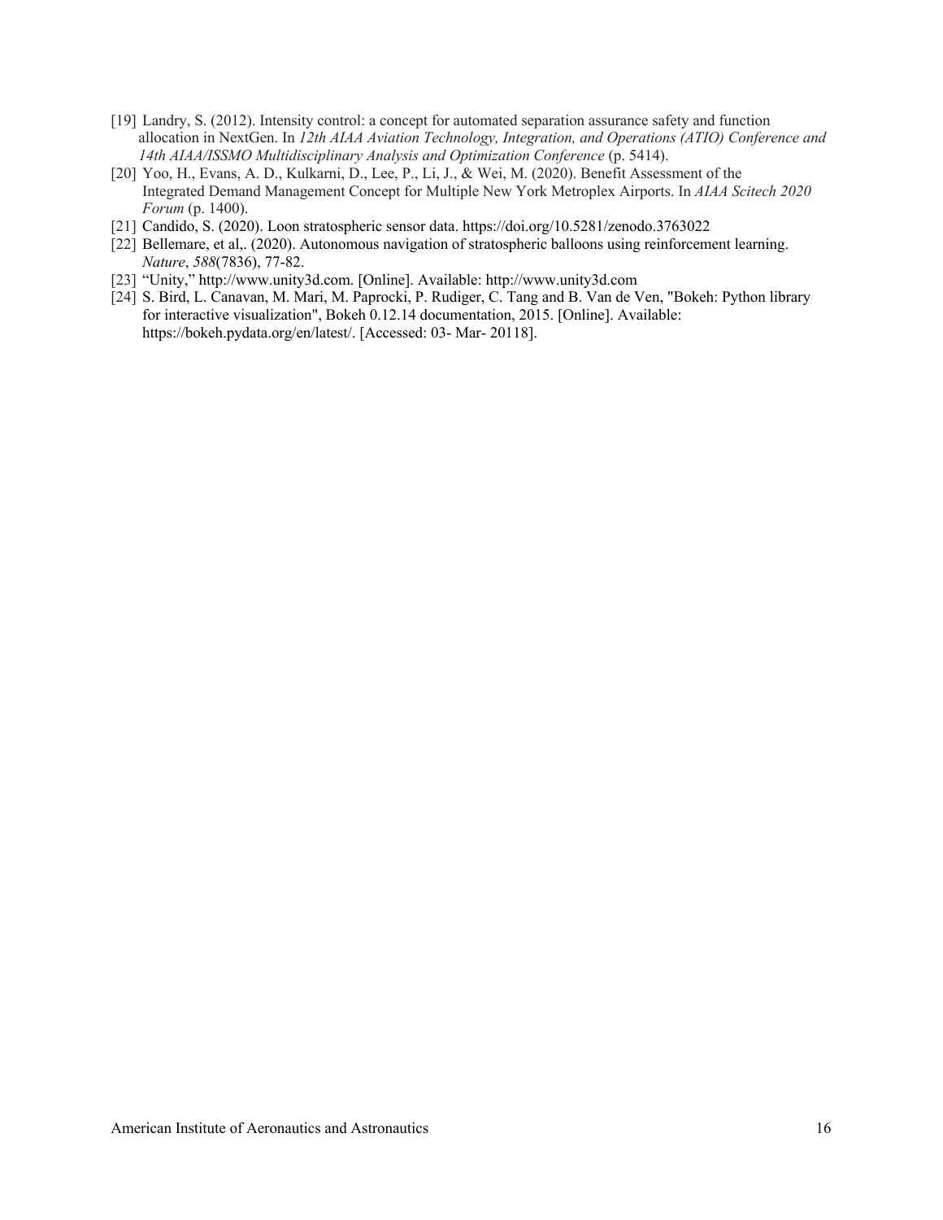[19] Landry, S. (2012). Intensity control: a concept for automated separation assurance safety and function allocation in NextGen. In *12th AIAA Aviation Technology, Integration, and Operations (ATIO) Conference and 14th AIAA/ISSMO Multidisciplinary Analysis and Optimization Conference* (p. 5414).

[20] Yoo, H., Evans, A. D., Kulkarni, D., Lee, P., Li, J., & Wei, M. (2020). Benefit Assessment of the Integrated Demand Management Concept for Multiple New York Metroplex Airports. In *AIAA Scitech 2020 Forum* (p. 1400).

[21] Candido, S. (2020). Loon stratospheric sensor data. https://doi.org/10.5281/zenodo.3763022

[22] Bellemare, et al,. (2020). Autonomous navigation of stratospheric balloons using reinforcement learning. *Nature*, *588*(7836), 77-82.

[23] "Unity," http://www.unity3d.com. [Online]. Available: http://www.unity3d.com

[24] S. Bird, L. Canavan, M. Mari, M. Paprocki, P. Rudiger, C. Tang and B. Van de Ven, "Bokeh: Python library for interactive visualization", Bokeh 0.12.14 documentation, 2015. [Online]. Available: https://bokeh.pydata.org/en/latest/. [Accessed: 03- Mar- 20118].